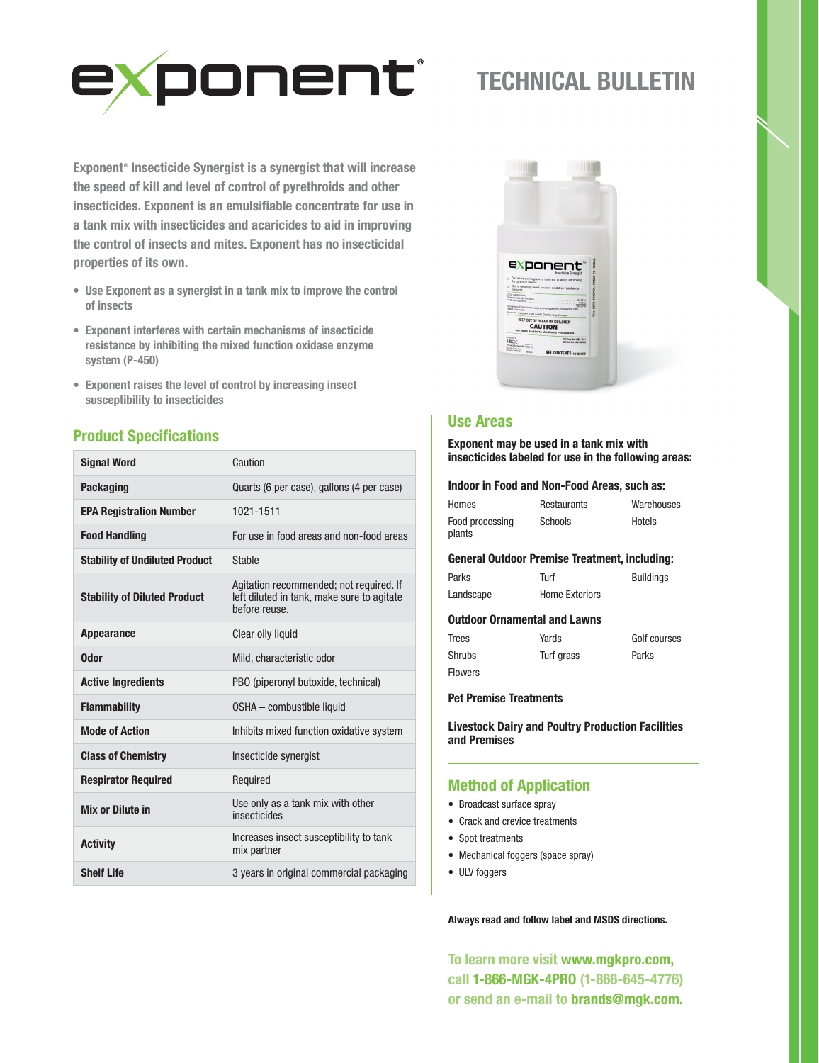# exponent®

# TECHNICAL BULLETIN

**Exponent® Insecticide Synergist is a synergist that will increase the speed of kill and level of control of pyrethroids and other insecticides. Exponent is an emulsifiable concentrate for use in a tank mix with insecticides and acaricides to aid in improving the control of insects and mites. Exponent has no insecticidal properties of its own.**

- Use Exponent as a synergist in a tank mix to improve the control of insects
- Exponent interferes with certain mechanisms of insecticide resistance by inhibiting the mixed function oxidase enzyme system (P-450)
- Exponent raises the level of control by increasing insect susceptibility to insecticides

## Product Specifications

| | |
|---|---|
| **Signal Word** | Caution |
| **Packaging** | Quarts (6 per case), gallons (4 per case) |
| **EPA Registration Number** | 1021-1511 |
| **Food Handling** | For use in food areas and non-food areas |
| **Stability of Undiluted Product** | Stable |
| **Stability of Diluted Product** | Agitation recommended; not required. If left diluted in tank, make sure to agitate before reuse. |
| **Appearance** | Clear oily liquid |
| **Odor** | Mild, characteristic odor |
| **Active Ingredients** | PBO (piperonyl butoxide, technical) |
| **Flammability** | OSHA – combustible liquid |
| **Mode of Action** | Inhibits mixed function oxidative system |
| **Class of Chemistry** | Insecticide synergist |
| **Respirator Required** | Required |
| **Mix or Dilute in** | Use only as a tank mix with other insecticides |
| **Activity** | Increases insect susceptibility to tank mix partner |
| **Shelf Life** | 3 years in original commercial packaging |

## Use Areas

**Exponent may be used in a tank mix with insecticides labeled for use in the following areas:**

**Indoor in Food and Non-Food Areas, such as:**

- Homes
- Restaurants
- Warehouses
- Food processing plants
- Schools
- Hotels

**General Outdoor Premise Treatment, including:**

- Parks
- Turf
- Buildings
- Landscape
- Home Exteriors

**Outdoor Ornamental and Lawns**

- Trees
- Yards
- Golf courses
- Shrubs
- Turf grass
- Parks
- Flowers

**Pet Premise Treatments**

**Livestock Dairy and Poultry Production Facilities and Premises**

## Method of Application

- Broadcast surface spray
- Crack and crevice treatments
- Spot treatments
- Mechanical foggers (space spray)
- ULV foggers

**Always read and follow label and MSDS directions.**

To learn more visit **www.mgkpro.com**, call **1-866-MGK-4PRO** (1-866-645-4776) or send an e-mail to **brands@mgk.com.**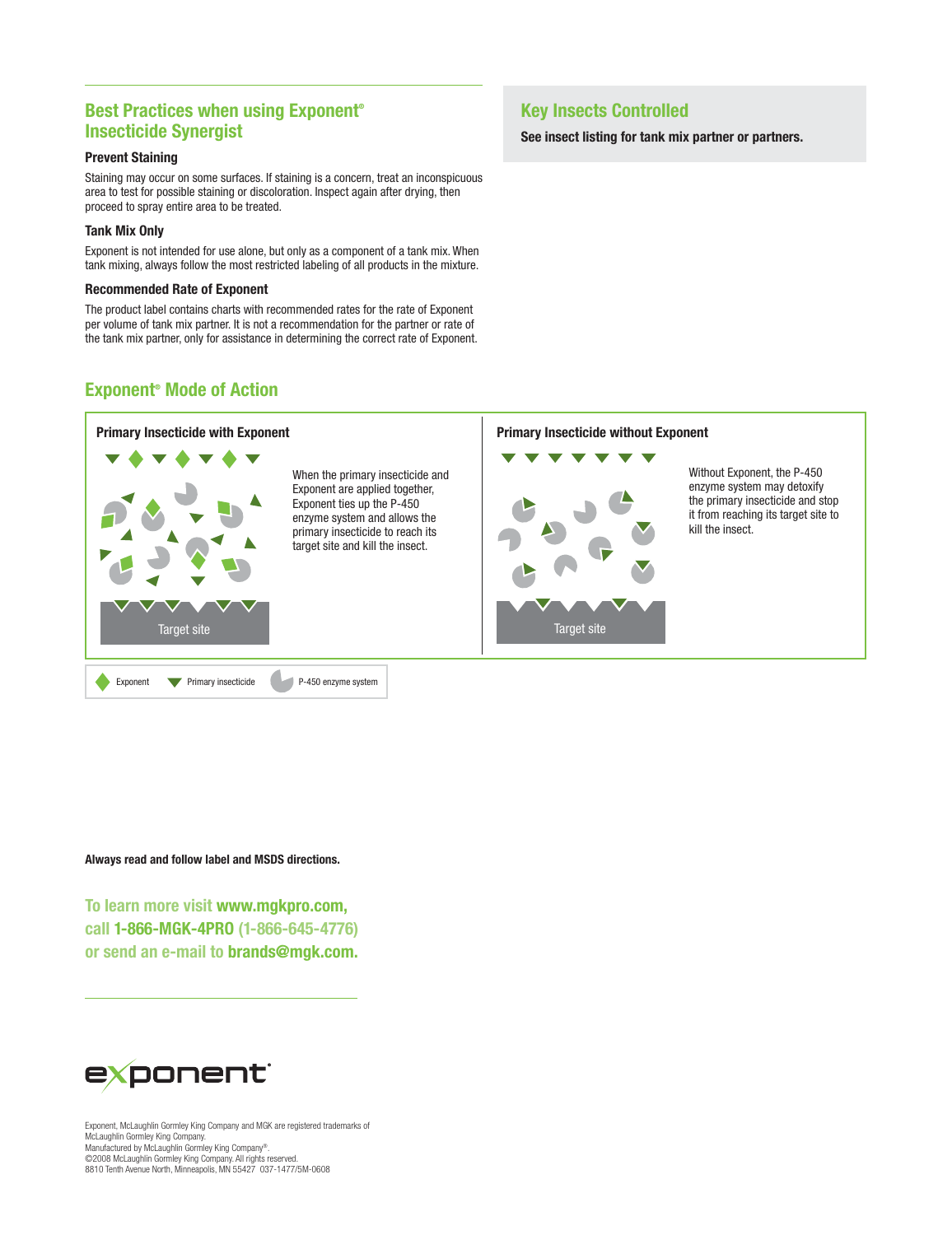## Best Practices when using Exponent® Insecticide Synergist

### Prevent Staining

Staining may occur on some surfaces. If staining is a concern, treat an inconspicuous area to test for possible staining or discoloration. Inspect again after drying, then proceed to spray entire area to be treated.

### Tank Mix Only

Exponent is not intended for use alone, but only as a component of a tank mix. When tank mixing, always follow the most restricted labeling of all products in the mixture.

### Recommended Rate of Exponent

The product label contains charts with recommended rates for the rate of Exponent per volume of tank mix partner. It is not a recommendation for the partner or rate of the tank mix partner, only for assistance in determining the correct rate of Exponent.

## Key Insects Controlled

**See insect listing for tank mix partner or partners.**

## Exponent® Mode of Action

### Primary Insecticide with Exponent

Target site

When the primary insecticide and Exponent are applied together, Exponent ties up the P-450 enzyme system and allows the primary insecticide to reach its target site and kill the insect.

### Primary Insecticide without Exponent

Target site

Without Exponent, the P-450 enzyme system may detoxify the primary insecticide and stop it from reaching its target site to kill the insect.

Exponent | Primary insecticide | P-450 enzyme system

**Always read and follow label and MSDS directions.**

To learn more visit **www.mgkpro.com**, call **1-866-MGK-4PRO** (1-866-645-4776) or send an e-mail to **brands@mgk.com.**

exponent®

Exponent, McLaughlin Gormley King Company and MGK are registered trademarks of McLaughlin Gormley King Company.
Manufactured by McLaughlin Gormley King Company®.
©2008 McLaughlin Gormley King Company. All rights reserved.
8810 Tenth Avenue North, Minneapolis, MN 55427 037-1477/5M-0608